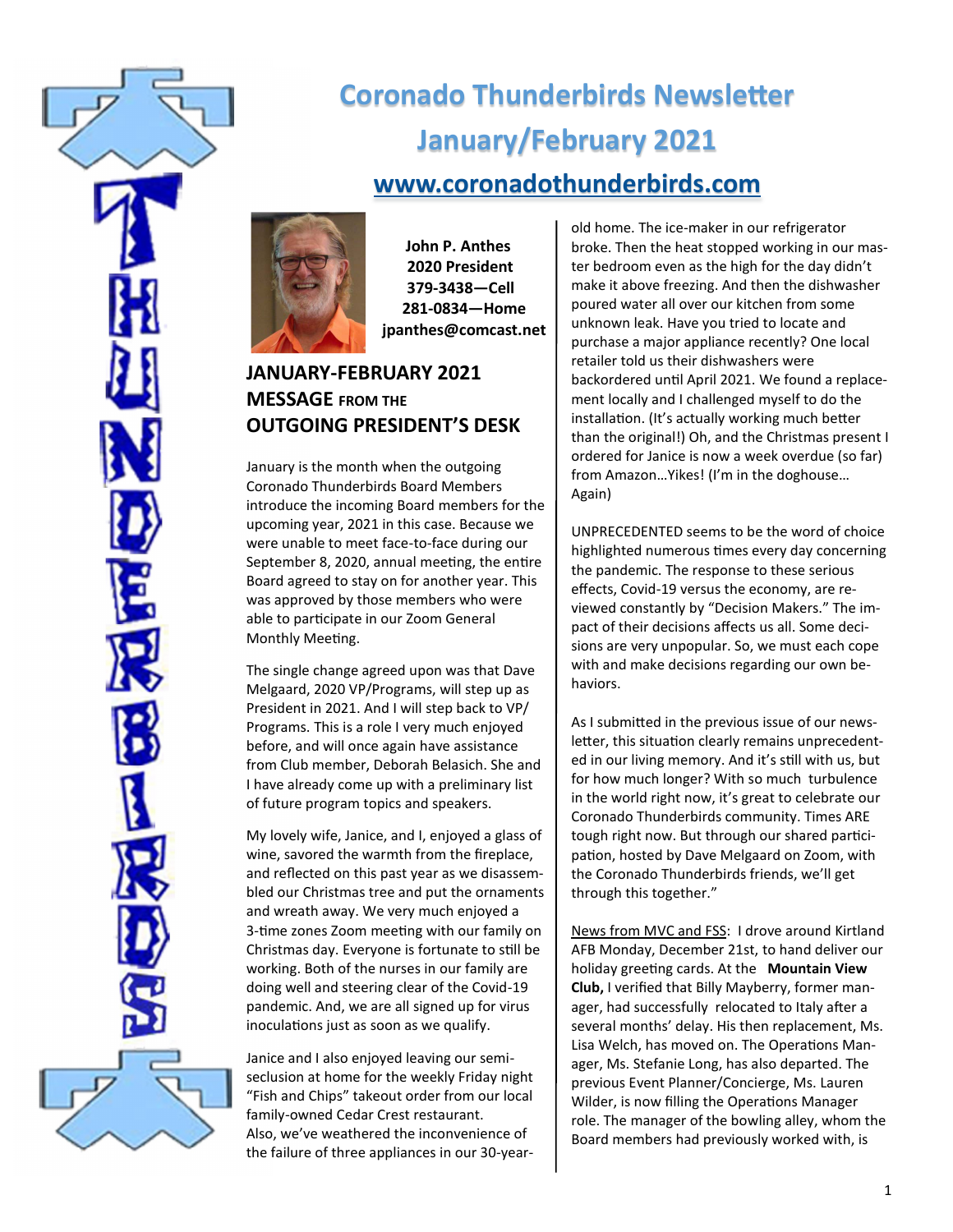# Coronado Thunderbirds Newsletter

# January/February 2021

## www.coronadothunderbirds.com

**John P. Anthes**
**2020 President**
**379-3438—Cell**
**281-0834—Home**
**jpanthes@comcast.net**

## JANUARY-FEBRUARY 2021 MESSAGE FROM THE OUTGOING PRESIDENT'S DESK

January is the month when the outgoing Coronado Thunderbirds Board Members introduce the incoming Board members for the upcoming year, 2021 in this case. Because we were unable to meet face-to-face during our September 8, 2020, annual meeting, the entire Board agreed to stay on for another year. This was approved by those members who were able to participate in our Zoom General Monthly Meeting.

The single change agreed upon was that Dave Melgaard, 2020 VP/Programs, will step up as President in 2021. And I will step back to VP/Programs. This is a role I very much enjoyed before, and will once again have assistance from Club member, Deborah Belasich. She and I have already come up with a preliminary list of future program topics and speakers.

My lovely wife, Janice, and I, enjoyed a glass of wine, savored the warmth from the fireplace, and reflected on this past year as we disassembled our Christmas tree and put the ornaments and wreath away. We very much enjoyed a 3-time zones Zoom meeting with our family on Christmas day. Everyone is fortunate to still be working. Both of the nurses in our family are doing well and steering clear of the Covid-19 pandemic. And, we are all signed up for virus inoculations just as soon as we qualify.

Janice and I also enjoyed leaving our semi-seclusion at home for the weekly Friday night "Fish and Chips" takeout order from our local family-owned Cedar Crest restaurant. Also, we've weathered the inconvenience of the failure of three appliances in our 30-year-old home. The ice-maker in our refrigerator broke. Then the heat stopped working in our master bedroom even as the high for the day didn't make it above freezing. And then the dishwasher poured water all over our kitchen from some unknown leak. Have you tried to locate and purchase a major appliance recently? One local retailer told us their dishwashers were backordered until April 2021. We found a replacement locally and I challenged myself to do the installation. (It's actually working much better than the original!) Oh, and the Christmas present I ordered for Janice is now a week overdue (so far) from Amazon…Yikes! (I'm in the doghouse… Again)

UNPRECEDENTED seems to be the word of choice highlighted numerous times every day concerning the pandemic. The response to these serious effects, Covid-19 versus the economy, are reviewed constantly by "Decision Makers." The impact of their decisions affects us all. Some decisions are very unpopular. So, we must each cope with and make decisions regarding our own behaviors.

As I submitted in the previous issue of our newsletter, this situation clearly remains unprecedented in our living memory. And it's still with us, but for how much longer? With so much turbulence in the world right now, it's great to celebrate our Coronado Thunderbirds community. Times ARE tough right now. But through our shared participation, hosted by Dave Melgaard on Zoom, with the Coronado Thunderbirds friends, we'll get through this together."

News from MVC and FSS: I drove around Kirtland AFB Monday, December 21st, to hand deliver our holiday greeting cards. At the **Mountain View Club,** I verified that Billy Mayberry, former manager, had successfully relocated to Italy after a several months' delay. His then replacement, Ms. Lisa Welch, has moved on. The Operations Manager, Ms. Stefanie Long, has also departed. The previous Event Planner/Concierge, Ms. Lauren Wilder, is now filling the Operations Manager role. The manager of the bowling alley, whom the Board members had previously worked with, is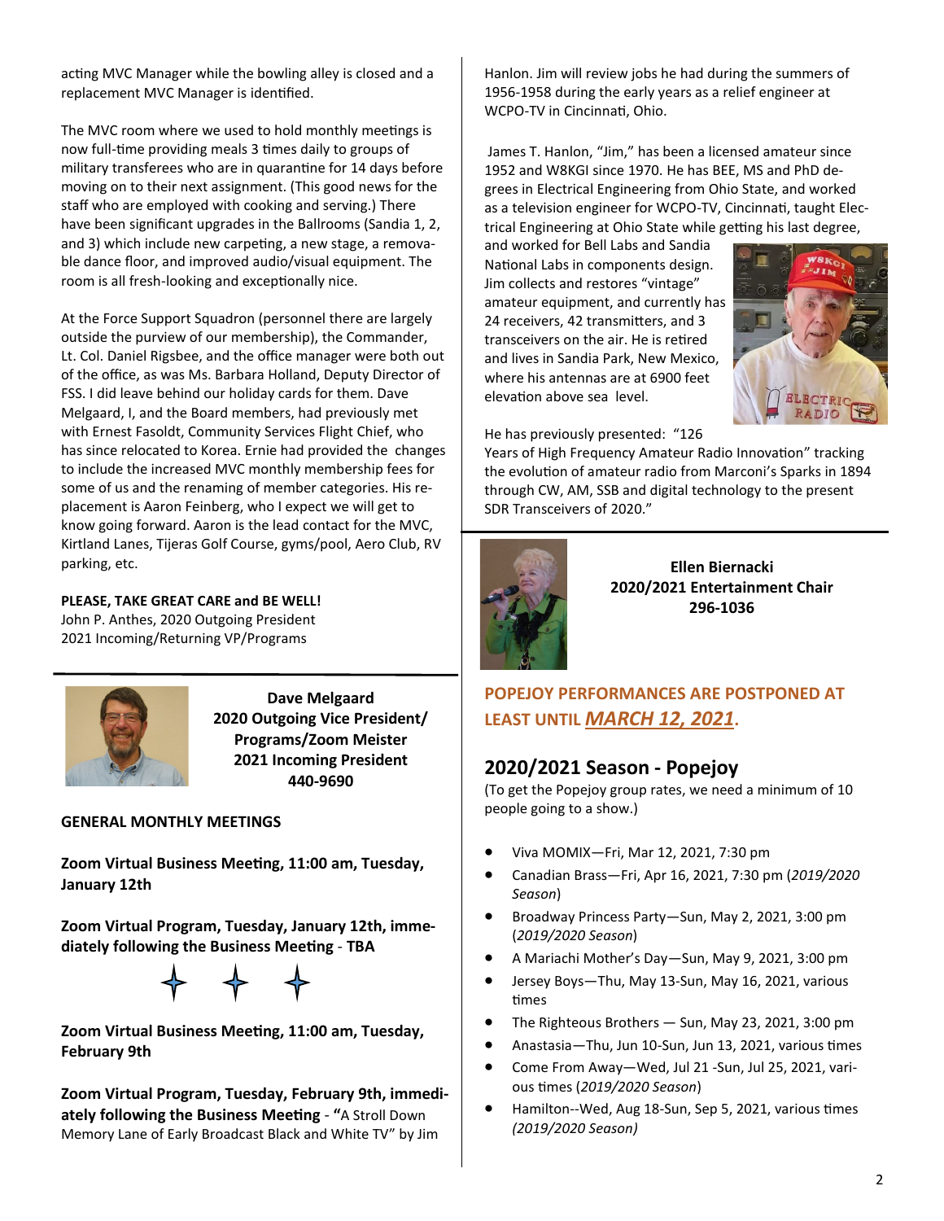acting MVC Manager while the bowling alley is closed and a replacement MVC Manager is identified.

The MVC room where we used to hold monthly meetings is now full-time providing meals 3 times daily to groups of military transferees who are in quarantine for 14 days before moving on to their next assignment. (This good news for the staff who are employed with cooking and serving.) There have been significant upgrades in the Ballrooms (Sandia 1, 2, and 3) which include new carpeting, a new stage, a removable dance floor, and improved audio/visual equipment. The room is all fresh-looking and exceptionally nice.

At the Force Support Squadron (personnel there are largely outside the purview of our membership), the Commander, Lt. Col. Daniel Rigsbee, and the office manager were both out of the office, as was Ms. Barbara Holland, Deputy Director of FSS. I did leave behind our holiday cards for them. Dave Melgaard, I, and the Board members, had previously met with Ernest Fasoldt, Community Services Flight Chief, who has since relocated to Korea. Ernie had provided the changes to include the increased MVC monthly membership fees for some of us and the renaming of member categories. His replacement is Aaron Feinberg, who I expect we will get to know going forward. Aaron is the lead contact for the MVC, Kirtland Lanes, Tijeras Golf Course, gyms/pool, Aero Club, RV parking, etc.

**PLEASE, TAKE GREAT CARE and BE WELL!**
John P. Anthes, 2020 Outgoing President
2021 Incoming/Returning VP/Programs

---

**Dave Melgaard**
**2020 Outgoing Vice President/ Programs/Zoom Meister**
**2021 Incoming President**
**440-9690**

**GENERAL MONTHLY MEETINGS**

**Zoom Virtual Business Meeting, 11:00 am, Tuesday, January 12th**

**Zoom Virtual Program, Tuesday, January 12th, immediately following the Business Meeting - TBA**

**Zoom Virtual Business Meeting, 11:00 am, Tuesday, February 9th**

**Zoom Virtual Program, Tuesday, February 9th, immediately following the Business Meeting - "**A Stroll Down Memory Lane of Early Broadcast Black and White TV" by Jim Hanlon. Jim will review jobs he had during the summers of 1956-1958 during the early years as a relief engineer at WCPO-TV in Cincinnati, Ohio.

James T. Hanlon, "Jim," has been a licensed amateur since 1952 and W8KGI since 1970. He has BEE, MS and PhD degrees in Electrical Engineering from Ohio State, and worked as a television engineer for WCPO-TV, Cincinnati, taught Electrical Engineering at Ohio State while getting his last degree, and worked for Bell Labs and Sandia National Labs in components design. Jim collects and restores "vintage" amateur equipment, and currently has 24 receivers, 42 transmitters, and 3 transceivers on the air. He is retired and lives in Sandia Park, New Mexico, where his antennas are at 6900 feet elevation above sea level.

He has previously presented: "126 Years of High Frequency Amateur Radio Innovation" tracking the evolution of amateur radio from Marconi's Sparks in 1894 through CW, AM, SSB and digital technology to the present SDR Transceivers of 2020."

---

**Ellen Biernacki**
**2020/2021 Entertainment Chair**
**296-1036**

**POPEJOY PERFORMANCES ARE POSTPONED AT LEAST UNTIL *MARCH 12, 2021*.**

## 2020/2021 Season - Popejoy

(To get the Popejoy group rates, we need a minimum of 10 people going to a show.)

- Viva MOMIX—Fri, Mar 12, 2021, 7:30 pm
- Canadian Brass—Fri, Apr 16, 2021, 7:30 pm (*2019/2020 Season*)
- Broadway Princess Party—Sun, May 2, 2021, 3:00 pm (*2019/2020 Season*)
- A Mariachi Mother's Day—Sun, May 9, 2021, 3:00 pm
- Jersey Boys—Thu, May 13-Sun, May 16, 2021, various times
- The Righteous Brothers — Sun, May 23, 2021, 3:00 pm
- Anastasia—Thu, Jun 10-Sun, Jun 13, 2021, various times
- Come From Away—Wed, Jul 21 -Sun, Jul 25, 2021, various times (*2019/2020 Season*)
- Hamilton--Wed, Aug 18-Sun, Sep 5, 2021, various times *(2019/2020 Season)*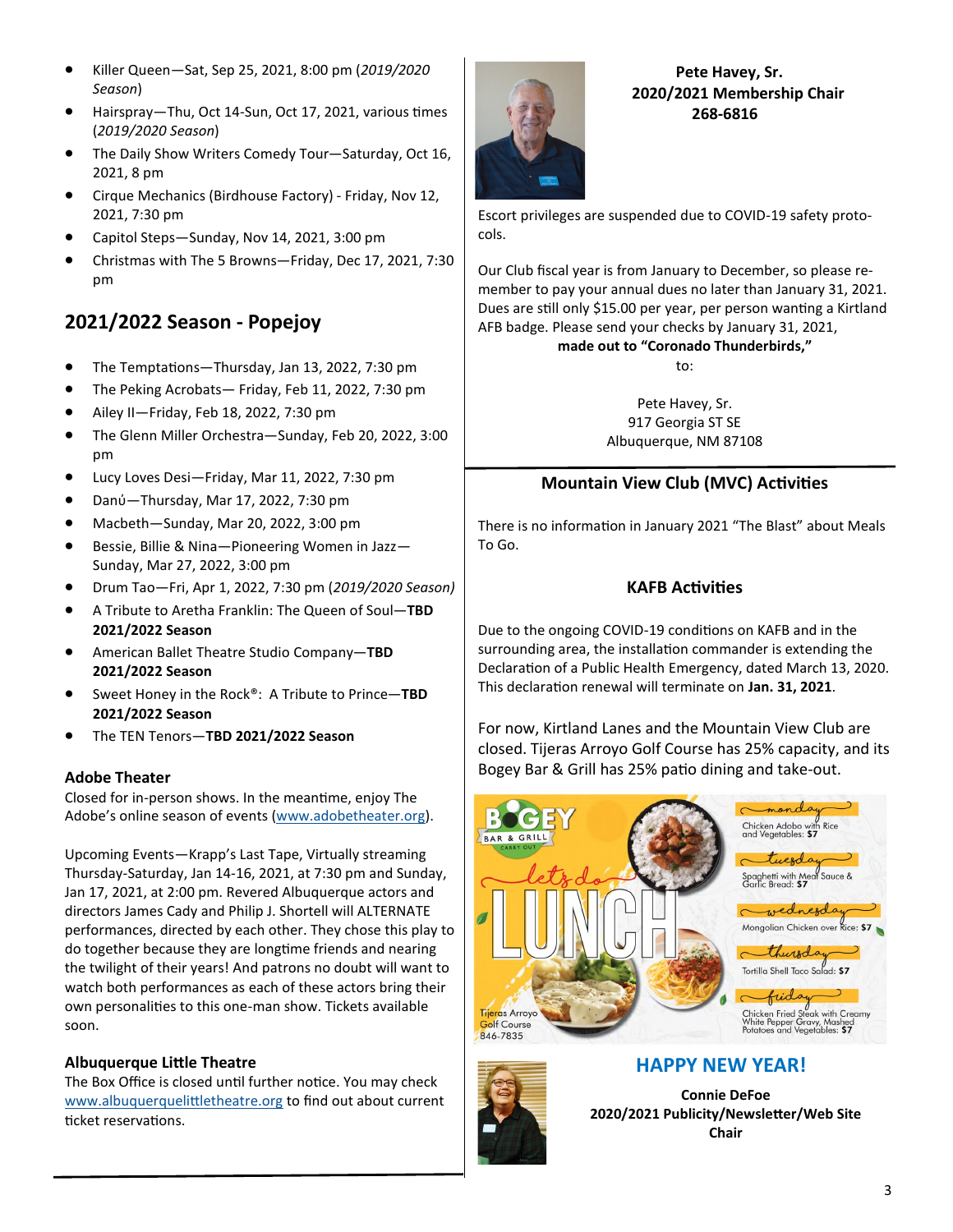- Killer Queen—Sat, Sep 25, 2021, 8:00 pm (*2019/2020 Season*)
- Hairspray—Thu, Oct 14-Sun, Oct 17, 2021, various times (*2019/2020 Season*)
- The Daily Show Writers Comedy Tour—Saturday, Oct 16, 2021, 8 pm
- Cirque Mechanics (Birdhouse Factory) - Friday, Nov 12, 2021, 7:30 pm
- Capitol Steps—Sunday, Nov 14, 2021, 3:00 pm
- Christmas with The 5 Browns—Friday, Dec 17, 2021, 7:30 pm

## 2021/2022 Season - Popejoy

- The Temptations—Thursday, Jan 13, 2022, 7:30 pm
- The Peking Acrobats— Friday, Feb 11, 2022, 7:30 pm
- Ailey II—Friday, Feb 18, 2022, 7:30 pm
- The Glenn Miller Orchestra—Sunday, Feb 20, 2022, 3:00 pm
- Lucy Loves Desi—Friday, Mar 11, 2022, 7:30 pm
- Danú—Thursday, Mar 17, 2022, 7:30 pm
- Macbeth—Sunday, Mar 20, 2022, 3:00 pm
- Bessie, Billie & Nina—Pioneering Women in Jazz—Sunday, Mar 27, 2022, 3:00 pm
- Drum Tao—Fri, Apr 1, 2022, 7:30 pm (*2019/2020 Season)*
- A Tribute to Aretha Franklin: The Queen of Soul—**TBD 2021/2022 Season**
- American Ballet Theatre Studio Company—**TBD 2021/2022 Season**
- Sweet Honey in the Rock®: A Tribute to Prince—**TBD 2021/2022 Season**
- The TEN Tenors—**TBD 2021/2022 Season**

### Adobe Theater

Closed for in-person shows. In the meantime, enjoy The Adobe's online season of events (www.adobetheater.org).

Upcoming Events—Krapp's Last Tape, Virtually streaming Thursday-Saturday, Jan 14-16, 2021, at 7:30 pm and Sunday, Jan 17, 2021, at 2:00 pm. Revered Albuquerque actors and directors James Cady and Philip J. Shortell will ALTERNATE performances, directed by each other. They chose this play to do together because they are longtime friends and nearing the twilight of their years! And patrons no doubt will want to watch both performances as each of these actors bring their own personalities to this one-man show. Tickets available soon.

### Albuquerque Little Theatre

The Box Office is closed until further notice. You may check www.albuquerquelittletheatre.org to find out about current ticket reservations.

**Pete Havey, Sr.**
**2020/2021 Membership Chair**
**268-6816**

Escort privileges are suspended due to COVID-19 safety protocols.

Our Club fiscal year is from January to December, so please remember to pay your annual dues no later than January 31, 2021. Dues are still only $15.00 per year, per person wanting a Kirtland AFB badge. Please send your checks by January 31, 2021, **made out to "Coronado Thunderbirds,"** to:

Pete Havey, Sr.
917 Georgia ST SE
Albuquerque, NM 87108

### Mountain View Club (MVC) Activities

There is no information in January 2021 "The Blast" about Meals To Go.

### KAFB Activities

Due to the ongoing COVID-19 conditions on KAFB and in the surrounding area, the installation commander is extending the Declaration of a Public Health Emergency, dated March 13, 2020. This declaration renewal will terminate on **Jan. 31, 2021**.

For now, Kirtland Lanes and the Mountain View Club are closed. Tijeras Arroyo Golf Course has 25% capacity, and its Bogey Bar & Grill has 25% patio dining and take-out.

BOGEY BAR & GRILL CARRY OUT
let's do LUNCH
monday: Chicken Adobo with Rice and Vegetables: $7
tuesday: Spaghetti with Meat Sauce & Garlic Bread: $7
wednesday: Mongolian Chicken over Rice: $7
thursday: Tortilla Shell Taco Salad: $7
friday: Chicken Fried Steak with Creamy White Pepper Gravy, Mashed Potatoes and Vegetables: $7
Tijeras Arroyo Golf Course 846-7835

## HAPPY NEW YEAR!

**Connie DeFoe**
**2020/2021 Publicity/Newsletter/Web Site Chair**